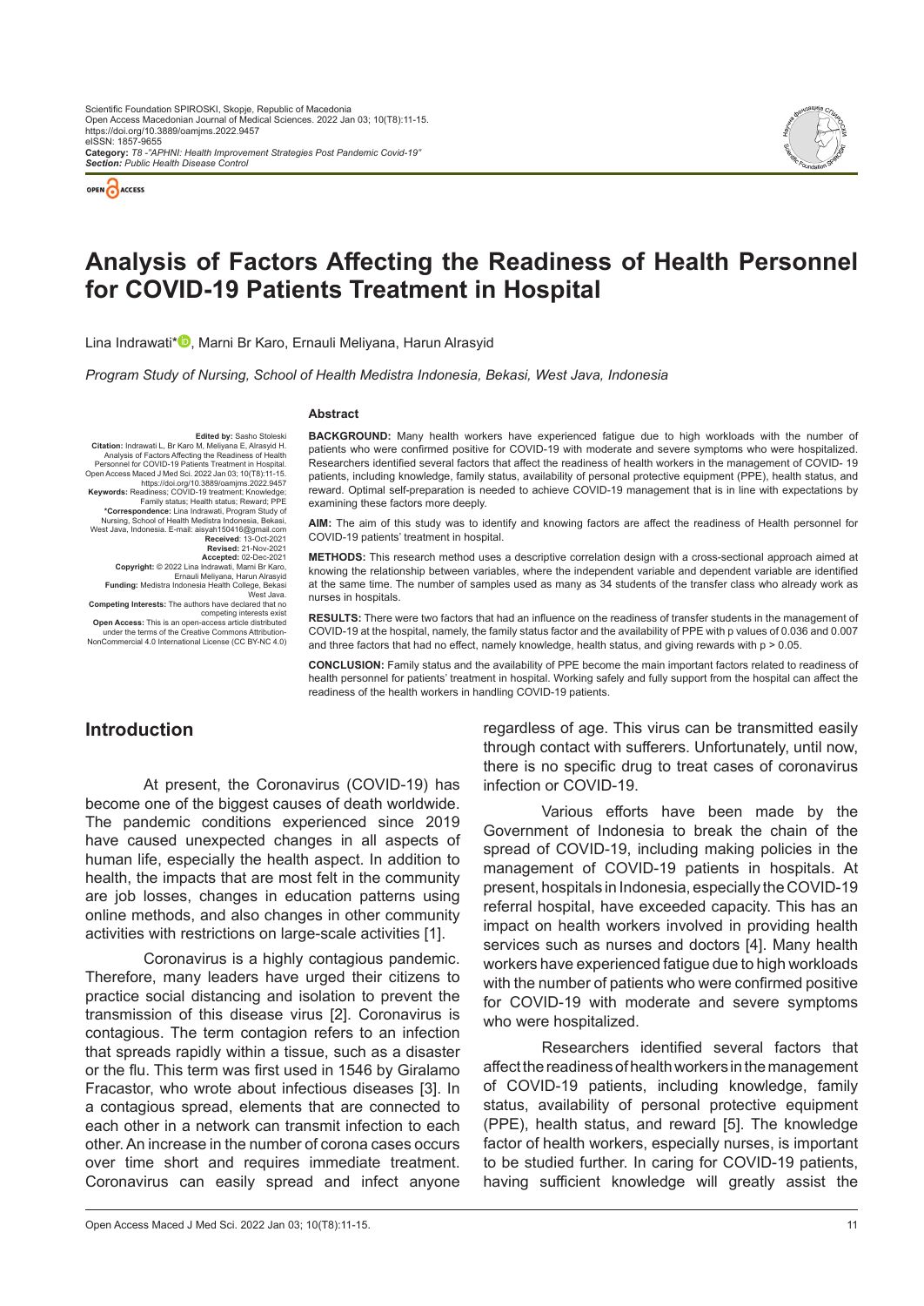# Analysis of Factors Affecting the Readiness of Health Personnel for COVID-19 Patients Treatment in Hospital

Lina Indrawati*, Marni Br Karo, Ernauli Meliyana, Harun Alrasyid

*Program Study of Nursing, School of Health Medistra Indonesia, Bekasi, West Java, Indonesia*

**Edited by:** Sasho Stoleski
**Citation:** Indrawati L, Br Karo M, Meliyana E, Alrasyid H. Analysis of Factors Affecting the Readiness of Health Personnel for COVID-19 Patients Treatment in Hospital. Open Access Maced J Med Sci. 2022 Jan 03; 10(T8):11-15. https://doi.org/10.3889/oamjms.2022.9457
**Keywords:** Readiness; COVID-19 treatment; Knowledge; Family status; Health status; Reward; PPE
**\*Correspondence:** Lina Indrawati, Program Study of Nursing, School of Health Medistra Indonesia, Bekasi, West Java, Indonesia. E-mail: aisyah150416@gmail.com
**Received:** 13-Oct-2021
**Revised:** 21-Nov-2021
**Accepted:** 02-Dec-2021
**Copyright:** © 2022 Lina Indrawati, Marni Br Karo, Ernauli Meliyana, Harun Alrasyid
**Funding:** Medistra Indonesia Health College, Bekasi West Java.
**Competing Interests:** The authors have declared that no competing interests exist
**Open Access:** This is an open-access article distributed under the terms of the Creative Commons Attribution-NonCommercial 4.0 International License (CC BY-NC 4.0)

## Abstract

**BACKGROUND:** Many health workers have experienced fatigue due to high workloads with the number of patients who were confirmed positive for COVID-19 with moderate and severe symptoms who were hospitalized. Researchers identified several factors that affect the readiness of health workers in the management of COVID- 19 patients, including knowledge, family status, availability of personal protective equipment (PPE), health status, and reward. Optimal self-preparation is needed to achieve COVID-19 management that is in line with expectations by examining these factors more deeply.

**AIM:** The aim of this study was to identify and knowing factors are affect the readiness of Health personnel for COVID-19 patients' treatment in hospital.

**METHODS:** This research method uses a descriptive correlation design with a cross-sectional approach aimed at knowing the relationship between variables, where the independent variable and dependent variable are identified at the same time. The number of samples used as many as 34 students of the transfer class who already work as nurses in hospitals.

**RESULTS:** There were two factors that had an influence on the readiness of transfer students in the management of COVID-19 at the hospital, namely, the family status factor and the availability of PPE with p values of 0.036 and 0.007 and three factors that had no effect, namely knowledge, health status, and giving rewards with $p > 0.05$.

**CONCLUSION:** Family status and the availability of PPE become the main important factors related to readiness of health personnel for patients' treatment in hospital. Working safely and fully support from the hospital can affect the readiness of the health workers in handling COVID-19 patients.

## Introduction

At present, the Coronavirus (COVID-19) has become one of the biggest causes of death worldwide. The pandemic conditions experienced since 2019 have caused unexpected changes in all aspects of human life, especially the health aspect. In addition to health, the impacts that are most felt in the community are job losses, changes in education patterns using online methods, and also changes in other community activities with restrictions on large-scale activities [1].

Coronavirus is a highly contagious pandemic. Therefore, many leaders have urged their citizens to practice social distancing and isolation to prevent the transmission of this disease virus [2]. Coronavirus is contagious. The term contagion refers to an infection that spreads rapidly within a tissue, such as a disaster or the flu. This term was first used in 1546 by Giralamo Fracastor, who wrote about infectious diseases [3]. In a contagious spread, elements that are connected to each other in a network can transmit infection to each other. An increase in the number of corona cases occurs over time short and requires immediate treatment. Coronavirus can easily spread and infect anyone regardless of age. This virus can be transmitted easily through contact with sufferers. Unfortunately, until now, there is no specific drug to treat cases of coronavirus infection or COVID-19.

Various efforts have been made by the Government of Indonesia to break the chain of the spread of COVID-19, including making policies in the management of COVID-19 patients in hospitals. At present, hospitals in Indonesia, especially the COVID-19 referral hospital, have exceeded capacity. This has an impact on health workers involved in providing health services such as nurses and doctors [4]. Many health workers have experienced fatigue due to high workloads with the number of patients who were confirmed positive for COVID-19 with moderate and severe symptoms who were hospitalized.

Researchers identified several factors that affect the readiness of health workers in the management of COVID-19 patients, including knowledge, family status, availability of personal protective equipment (PPE), health status, and reward [5]. The knowledge factor of health workers, especially nurses, is important to be studied further. In caring for COVID-19 patients, having sufficient knowledge will greatly assist the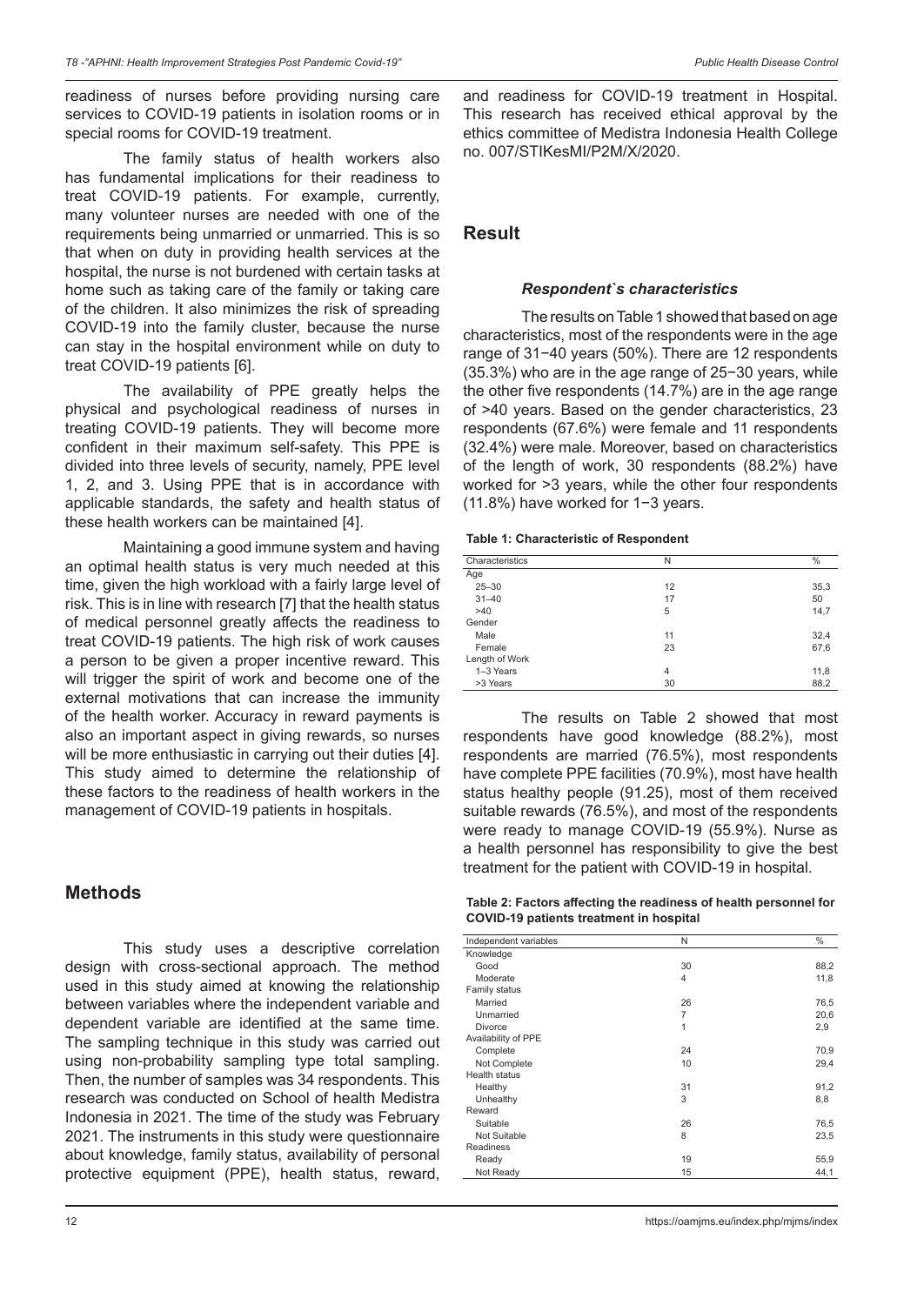readiness of nurses before providing nursing care services to COVID-19 patients in isolation rooms or in special rooms for COVID-19 treatment.

The family status of health workers also has fundamental implications for their readiness to treat COVID-19 patients. For example, currently, many volunteer nurses are needed with one of the requirements being unmarried or unmarried. This is so that when on duty in providing health services at the hospital, the nurse is not burdened with certain tasks at home such as taking care of the family or taking care of the children. It also minimizes the risk of spreading COVID-19 into the family cluster, because the nurse can stay in the hospital environment while on duty to treat COVID-19 patients [6].

The availability of PPE greatly helps the physical and psychological readiness of nurses in treating COVID-19 patients. They will become more confident in their maximum self-safety. This PPE is divided into three levels of security, namely, PPE level 1, 2, and 3. Using PPE that is in accordance with applicable standards, the safety and health status of these health workers can be maintained [4].

Maintaining a good immune system and having an optimal health status is very much needed at this time, given the high workload with a fairly large level of risk. This is in line with research [7] that the health status of medical personnel greatly affects the readiness to treat COVID-19 patients. The high risk of work causes a person to be given a proper incentive reward. This will trigger the spirit of work and become one of the external motivations that can increase the immunity of the health worker. Accuracy in reward payments is also an important aspect in giving rewards, so nurses will be more enthusiastic in carrying out their duties [4]. This study aimed to determine the relationship of these factors to the readiness of health workers in the management of COVID-19 patients in hospitals.

## Methods

This study uses a descriptive correlation design with cross-sectional approach. The method used in this study aimed at knowing the relationship between variables where the independent variable and dependent variable are identified at the same time. The sampling technique in this study was carried out using non-probability sampling type total sampling. Then, the number of samples was 34 respondents. This research was conducted on School of health Medistra Indonesia in 2021. The time of the study was February 2021. The instruments in this study were questionnaire about knowledge, family status, availability of personal protective equipment (PPE), health status, reward, and readiness for COVID-19 treatment in Hospital. This research has received ethical approval by the ethics committee of Medistra Indonesia Health College no. 007/STIKesMI/P2M/X/2020.

## Result

### *Respondent`s characteristics*

The results on Table 1 showed that based on age characteristics, most of the respondents were in the age range of 31−40 years (50%). There are 12 respondents (35.3%) who are in the age range of 25−30 years, while the other five respondents (14.7%) are in the age range of >40 years. Based on the gender characteristics, 23 respondents (67.6%) were female and 11 respondents (32.4%) were male. Moreover, based on characteristics of the length of work, 30 respondents (88.2%) have worked for >3 years, while the other four respondents (11.8%) have worked for 1−3 years.

**Table 1: Characteristic of Respondent**

| Characteristics | N | % |
|---|---|---|
| Age | | |
| 25–30 | 12 | 35,3 |
| 31–40 | 17 | 50 |
| >40 | 5 | 14,7 |
| Gender | | |
| Male | 11 | 32,4 |
| Female | 23 | 67,6 |
| Length of Work | | |
| 1–3 Years | 4 | 11,8 |
| >3 Years | 30 | 88,2 |

The results on Table 2 showed that most respondents have good knowledge (88.2%), most respondents are married (76.5%), most respondents have complete PPE facilities (70.9%), most have health status healthy people (91.25), most of them received suitable rewards (76.5%), and most of the respondents were ready to manage COVID-19 (55.9%). Nurse as a health personnel has responsibility to give the best treatment for the patient with COVID-19 in hospital.

**Table 2: Factors affecting the readiness of health personnel for COVID-19 patients treatment in hospital**

| Independent variables | N | % |
|---|---|---|
| Knowledge | | |
| Good | 30 | 88,2 |
| Moderate | 4 | 11,8 |
| Family status | | |
| Married | 26 | 76,5 |
| Unmarried | 7 | 20,6 |
| Divorce | 1 | 2,9 |
| Availability of PPE | | |
| Complete | 24 | 70,9 |
| Not Complete | 10 | 29,4 |
| Health status | | |
| Healthy | 31 | 91,2 |
| Unhealthy | 3 | 8,8 |
| Reward | | |
| Suitable | 26 | 76,5 |
| Not Suitable | 8 | 23,5 |
| Readiness | | |
| Ready | 19 | 55,9 |
| Not Ready | 15 | 44,1 |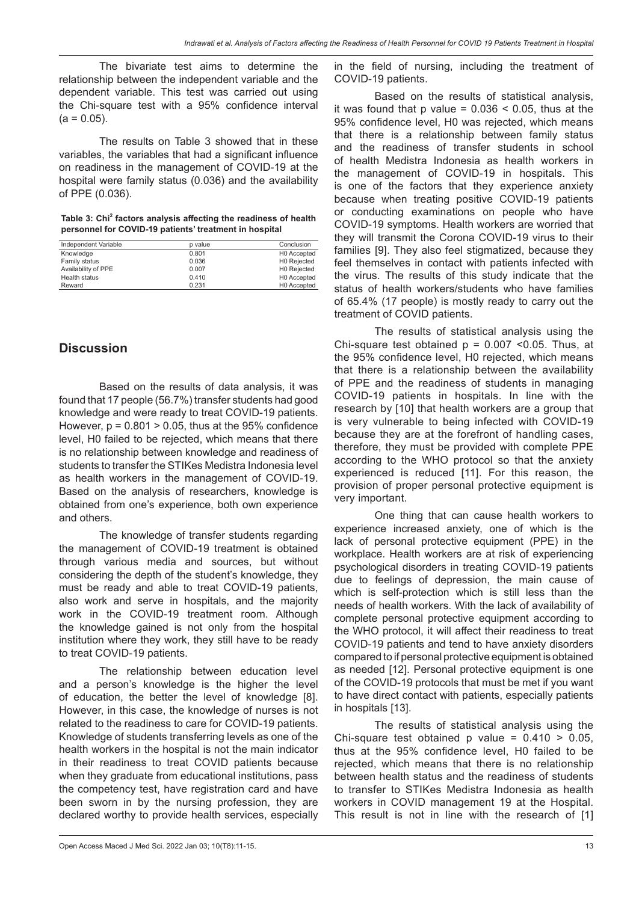The bivariate test aims to determine the relationship between the independent variable and the dependent variable. This test was carried out using the Chi-square test with a 95% confidence interval (a = 0.05).

The results on Table 3 showed that in these variables, the variables that had a significant influence on readiness in the management of COVID-19 at the hospital were family status (0.036) and the availability of PPE (0.036).

**Table 3: Chi² factors analysis affecting the readiness of health personnel for COVID-19 patients' treatment in hospital**

| Independent Variable | p value | Conclusion |
|---|---|---|
| Knowledge | 0.801 | H0 Accepted |
| Family status | 0.036 | H0 Rejected |
| Availability of PPE | 0.007 | H0 Rejected |
| Health status | 0.410 | H0 Accepted |
| Reward | 0.231 | H0 Accepted |

## Discussion

Based on the results of data analysis, it was found that 17 people (56.7%) transfer students had good knowledge and were ready to treat COVID-19 patients. However, $p = 0.801 > 0.05$, thus at the 95% confidence level, H0 failed to be rejected, which means that there is no relationship between knowledge and readiness of students to transfer the STIKes Medistra Indonesia level as health workers in the management of COVID-19. Based on the analysis of researchers, knowledge is obtained from one's experience, both own experience and others.

The knowledge of transfer students regarding the management of COVID-19 treatment is obtained through various media and sources, but without considering the depth of the student's knowledge, they must be ready and able to treat COVID-19 patients, also work and serve in hospitals, and the majority work in the COVID-19 treatment room. Although the knowledge gained is not only from the hospital institution where they work, they still have to be ready to treat COVID-19 patients.

The relationship between education level and a person's knowledge is the higher the level of education, the better the level of knowledge [8]. However, in this case, the knowledge of nurses is not related to the readiness to care for COVID-19 patients. Knowledge of students transferring levels as one of the health workers in the hospital is not the main indicator in their readiness to treat COVID patients because when they graduate from educational institutions, pass the competency test, have registration card and have been sworn in by the nursing profession, they are declared worthy to provide health services, especially in the field of nursing, including the treatment of COVID-19 patients.

Based on the results of statistical analysis, it was found that p value = $0.036 < 0.05$, thus at the 95% confidence level, H0 was rejected, which means that there is a relationship between family status and the readiness of transfer students in school of health Medistra Indonesia as health workers in the management of COVID-19 in hospitals. This is one of the factors that they experience anxiety because when treating positive COVID-19 patients or conducting examinations on people who have COVID-19 symptoms. Health workers are worried that they will transmit the Corona COVID-19 virus to their families [9]. They also feel stigmatized, because they feel themselves in contact with patients infected with the virus. The results of this study indicate that the status of health workers/students who have families of 65.4% (17 people) is mostly ready to carry out the treatment of COVID patients.

The results of statistical analysis using the Chi-square test obtained $p = 0.007 < 0.05$. Thus, at the 95% confidence level, H0 rejected, which means that there is a relationship between the availability of PPE and the readiness of students in managing COVID-19 patients in hospitals. In line with the research by [10] that health workers are a group that is very vulnerable to being infected with COVID-19 because they are at the forefront of handling cases, therefore, they must be provided with complete PPE according to the WHO protocol so that the anxiety experienced is reduced [11]. For this reason, the provision of proper personal protective equipment is very important.

One thing that can cause health workers to experience increased anxiety, one of which is the lack of personal protective equipment (PPE) in the workplace. Health workers are at risk of experiencing psychological disorders in treating COVID-19 patients due to feelings of depression, the main cause of which is self-protection which is still less than the needs of health workers. With the lack of availability of complete personal protective equipment according to the WHO protocol, it will affect their readiness to treat COVID-19 patients and tend to have anxiety disorders compared to if personal protective equipment is obtained as needed [12]. Personal protective equipment is one of the COVID-19 protocols that must be met if you want to have direct contact with patients, especially patients in hospitals [13].

The results of statistical analysis using the Chi-square test obtained p value = $0.410 > 0.05$, thus at the 95% confidence level, H0 failed to be rejected, which means that there is no relationship between health status and the readiness of students to transfer to STIKes Medistra Indonesia as health workers in COVID management 19 at the Hospital. This result is not in line with the research of [1]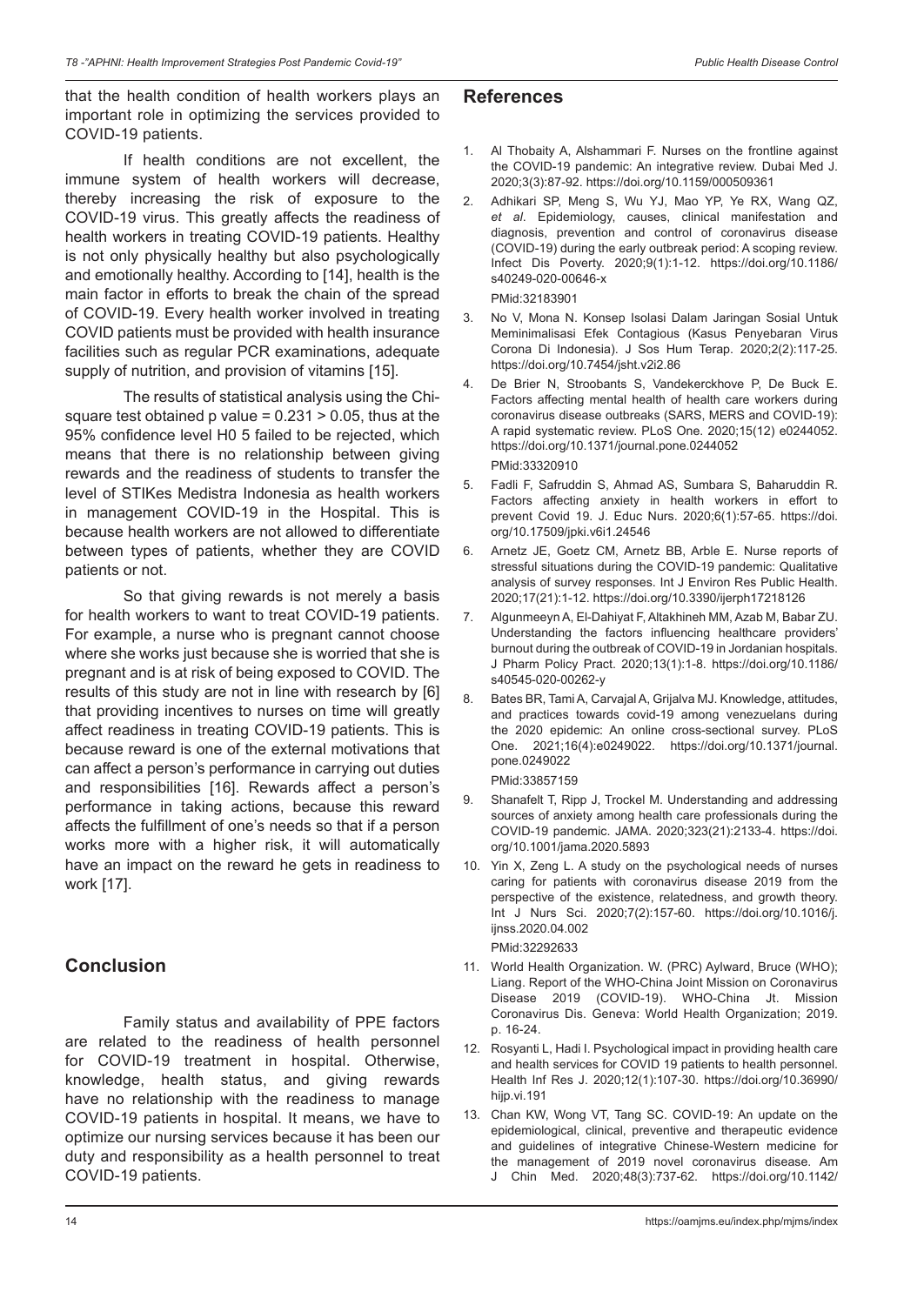that the health condition of health workers plays an important role in optimizing the services provided to COVID-19 patients.

If health conditions are not excellent, the immune system of health workers will decrease, thereby increasing the risk of exposure to the COVID-19 virus. This greatly affects the readiness of health workers in treating COVID-19 patients. Healthy is not only physically healthy but also psychologically and emotionally healthy. According to [14], health is the main factor in efforts to break the chain of the spread of COVID-19. Every health worker involved in treating COVID patients must be provided with health insurance facilities such as regular PCR examinations, adequate supply of nutrition, and provision of vitamins [15].

The results of statistical analysis using the Chi-square test obtained p value = 0.231 > 0.05, thus at the 95% confidence level H0 5 failed to be rejected, which means that there is no relationship between giving rewards and the readiness of students to transfer the level of STIKes Medistra Indonesia as health workers in management COVID-19 in the Hospital. This is because health workers are not allowed to differentiate between types of patients, whether they are COVID patients or not.

So that giving rewards is not merely a basis for health workers to want to treat COVID-19 patients. For example, a nurse who is pregnant cannot choose where she works just because she is worried that she is pregnant and is at risk of being exposed to COVID. The results of this study are not in line with research by [6] that providing incentives to nurses on time will greatly affect readiness in treating COVID-19 patients. This is because reward is one of the external motivations that can affect a person's performance in carrying out duties and responsibilities [16]. Rewards affect a person's performance in taking actions, because this reward affects the fulfillment of one's needs so that if a person works more with a higher risk, it will automatically have an impact on the reward he gets in readiness to work [17].

## Conclusion

Family status and availability of PPE factors are related to the readiness of health personnel for COVID-19 treatment in hospital. Otherwise, knowledge, health status, and giving rewards have no relationship with the readiness to manage COVID-19 patients in hospital. It means, we have to optimize our nursing services because it has been our duty and responsibility as a health personnel to treat COVID-19 patients.

## References

1. Al Thobaity A, Alshammari F. Nurses on the frontline against the COVID-19 pandemic: An integrative review. Dubai Med J. 2020;3(3):87-92. https://doi.org/10.1159/000509361
2. Adhikari SP, Meng S, Wu YJ, Mao YP, Ye RX, Wang QZ, *et al*. Epidemiology, causes, clinical manifestation and diagnosis, prevention and control of coronavirus disease (COVID-19) during the early outbreak period: A scoping review. Infect Dis Poverty. 2020;9(1):1-12. https://doi.org/10.1186/s40249-020-00646-x
   PMid:32183901
3. No V, Mona N. Konsep Isolasi Dalam Jaringan Sosial Untuk Meminimalisasi Efek Contagious (Kasus Penyebaran Virus Corona Di Indonesia). J Sos Hum Terap. 2020;2(2):117-25. https://doi.org/10.7454/jsht.v2i2.86
4. De Brier N, Stroobants S, Vandekerckhove P, De Buck E. Factors affecting mental health of health care workers during coronavirus disease outbreaks (SARS, MERS and COVID-19): A rapid systematic review. PLoS One. 2020;15(12) e0244052. https://doi.org/10.1371/journal.pone.0244052
   PMid:33320910
5. Fadli F, Safruddin S, Ahmad AS, Sumbara S, Baharuddin R. Factors affecting anxiety in health workers in effort to prevent Covid 19. J. Educ Nurs. 2020;6(1):57-65. https://doi.org/10.17509/jpki.v6i1.24546
6. Arnetz JE, Goetz CM, Arnetz BB, Arble E. Nurse reports of stressful situations during the COVID-19 pandemic: Qualitative analysis of survey responses. Int J Environ Res Public Health. 2020;17(21):1-12. https://doi.org/10.3390/ijerph17218126
7. Algunmeeyn A, El-Dahiyat F, Altakhineh MM, Azab M, Babar ZU. Understanding the factors influencing healthcare providers' burnout during the outbreak of COVID-19 in Jordanian hospitals. J Pharm Policy Pract. 2020;13(1):1-8. https://doi.org/10.1186/s40545-020-00262-y
8. Bates BR, Tami A, Carvajal A, Grijalva MJ. Knowledge, attitudes, and practices towards covid-19 among venezuelans during the 2020 epidemic: An online cross-sectional survey. PLoS One. 2021;16(4):e0249022. https://doi.org/10.1371/journal.pone.0249022
   PMid:33857159
9. Shanafelt T, Ripp J, Trockel M. Understanding and addressing sources of anxiety among health care professionals during the COVID-19 pandemic. JAMA. 2020;323(21):2133-4. https://doi.org/10.1001/jama.2020.5893
10. Yin X, Zeng L. A study on the psychological needs of nurses caring for patients with coronavirus disease 2019 from the perspective of the existence, relatedness, and growth theory. Int J Nurs Sci. 2020;7(2):157-60. https://doi.org/10.1016/j.ijnss.2020.04.002
    PMid:32292633
11. World Health Organization. W. (PRC) Aylward, Bruce (WHO); Liang. Report of the WHO-China Joint Mission on Coronavirus Disease 2019 (COVID-19). WHO-China Jt. Mission Coronavirus Dis. Geneva: World Health Organization; 2019. p. 16-24.
12. Rosyanti L, Hadi I. Psychological impact in providing health care and health services for COVID 19 patients to health personnel. Health Inf Res J. 2020;12(1):107-30. https://doi.org/10.36990/hijp.vi.191
13. Chan KW, Wong VT, Tang SC. COVID-19: An update on the epidemiological, clinical, preventive and therapeutic evidence and guidelines of integrative Chinese-Western medicine for the management of 2019 novel coronavirus disease. Am J Chin Med. 2020;48(3):737-62. https://doi.org/10.1142/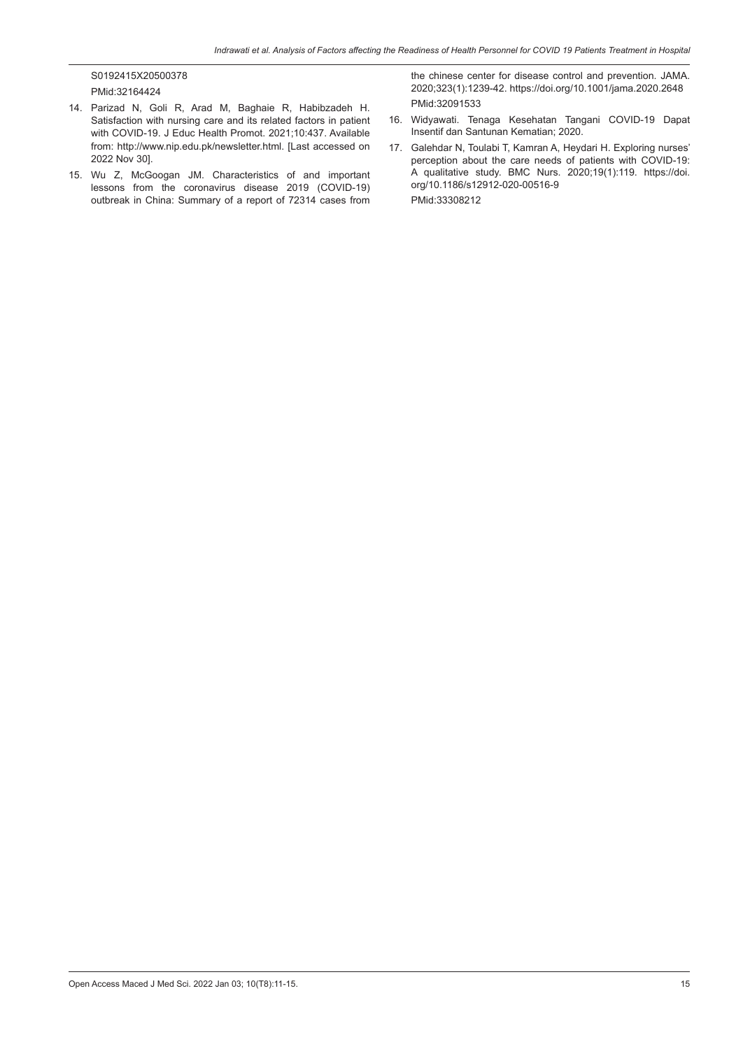S0192415X20500378

PMid:32164424

14. Parizad N, Goli R, Arad M, Baghaie R, Habibzadeh H. Satisfaction with nursing care and its related factors in patient with COVID-19. J Educ Health Promot. 2021;10:437. Available from: http://www.nip.edu.pk/newsletter.html. [Last accessed on 2022 Nov 30].
15. Wu Z, McGoogan JM. Characteristics of and important lessons from the coronavirus disease 2019 (COVID-19) outbreak in China: Summary of a report of 72314 cases from the chinese center for disease control and prevention. JAMA. 2020;323(1):1239-42. https://doi.org/10.1001/jama.2020.2648

    PMid:32091533
16. Widyawati. Tenaga Kesehatan Tangani COVID-19 Dapat Insentif dan Santunan Kematian; 2020.
17. Galehdar N, Toulabi T, Kamran A, Heydari H. Exploring nurses' perception about the care needs of patients with COVID-19: A qualitative study. BMC Nurs. 2020;19(1):119. https://doi.org/10.1186/s12912-020-00516-9

    PMid:33308212